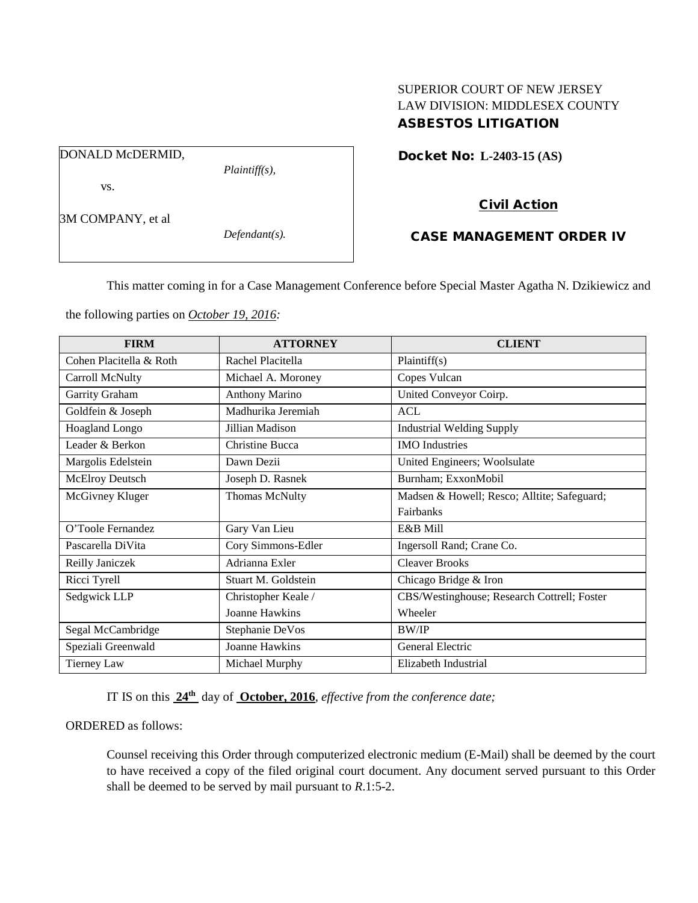SUPERIOR COURT OF NEW JERSEY
LAW DIVISION: MIDDLESEX COUNTY
**ASBESTOS LITIGATION**

DONALD McDERMID,
*Plaintiff(s),*
vs.
3M COMPANY, et al
*Defendant(s).*

**Docket No: L-2403-15 (AS)**

**Civil Action**

**CASE MANAGEMENT ORDER IV**

This matter coming in for a Case Management Conference before Special Master Agatha N. Dzikiewicz and the following parties on *October 19, 2016:*

| FIRM | ATTORNEY | CLIENT |
| --- | --- | --- |
| Cohen Placitella & Roth | Rachel Placitella | Plaintiff(s) |
| Carroll McNulty | Michael A. Moroney | Copes Vulcan |
| Garrity Graham | Anthony Marino | United Conveyor Coirp. |
| Goldfein & Joseph | Madhurika Jeremiah | ACL |
| Hoagland Longo | Jillian Madison | Industrial Welding Supply |
| Leader & Berkon | Christine Bucca | IMO Industries |
| Margolis Edelstein | Dawn Dezii | United Engineers; Woolsulate |
| McElroy Deutsch | Joseph D. Rasnek | Burnham; ExxonMobil |
| McGivney Kluger | Thomas McNulty | Madsen & Howell; Resco; Alltite; Safeguard; Fairbanks |
| O'Toole Fernandez | Gary Van Lieu | E&B Mill |
| Pascarella DiVita | Cory Simmons-Edler | Ingersoll Rand; Crane Co. |
| Reilly Janiczek | Adrianna Exler | Cleaver Brooks |
| Ricci Tyrell | Stuart M. Goldstein | Chicago Bridge & Iron |
| Sedgwick LLP | Christopher Keale / Joanne Hawkins | CBS/Westinghouse; Research Cottrell; Foster Wheeler |
| Segal McCambridge | Stephanie DeVos | BW/IP |
| Speziali Greenwald | Joanne Hawkins | General Electric |
| Tierney Law | Michael Murphy | Elizabeth Industrial |

IT IS on this **24th** day of **October, 2016**, *effective from the conference date;*

ORDERED as follows:

Counsel receiving this Order through computerized electronic medium (E-Mail) shall be deemed by the court to have received a copy of the filed original court document. Any document served pursuant to this Order shall be deemed to be served by mail pursuant to *R*.1:5-2.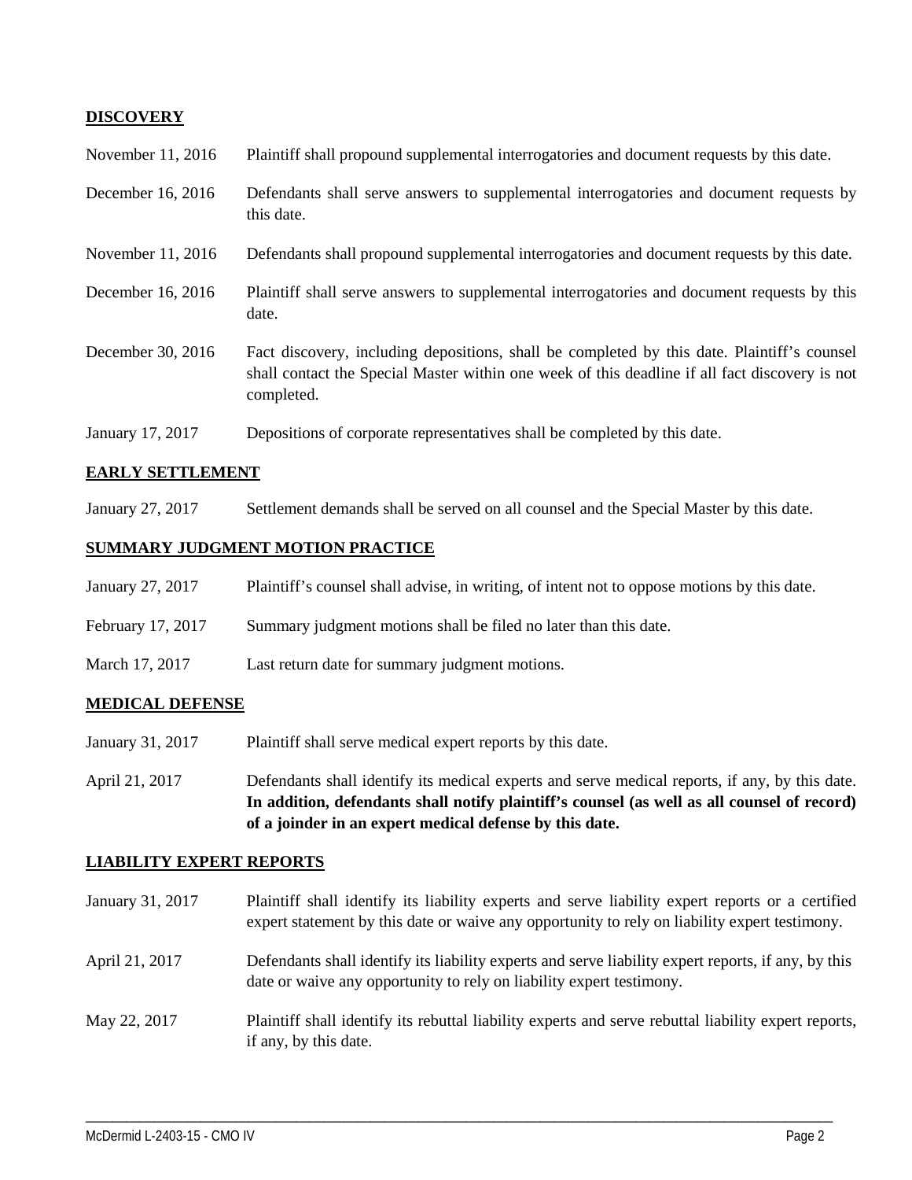## DISCOVERY

| | |
|---|---|
| November 11, 2016 | Plaintiff shall propound supplemental interrogatories and document requests by this date. |
| December 16, 2016 | Defendants shall serve answers to supplemental interrogatories and document requests by this date. |
| November 11, 2016 | Defendants shall propound supplemental interrogatories and document requests by this date. |
| December 16, 2016 | Plaintiff shall serve answers to supplemental interrogatories and document requests by this date. |
| December 30, 2016 | Fact discovery, including depositions, shall be completed by this date. Plaintiff's counsel shall contact the Special Master within one week of this deadline if all fact discovery is not completed. |
| January 17, 2017 | Depositions of corporate representatives shall be completed by this date. |

## EARLY SETTLEMENT

| | |
|---|---|
| January 27, 2017 | Settlement demands shall be served on all counsel and the Special Master by this date. |

## SUMMARY JUDGMENT MOTION PRACTICE

| | |
|---|---|
| January 27, 2017 | Plaintiff's counsel shall advise, in writing, of intent not to oppose motions by this date. |
| February 17, 2017 | Summary judgment motions shall be filed no later than this date. |
| March 17, 2017 | Last return date for summary judgment motions. |

## MEDICAL DEFENSE

| | |
|---|---|
| January 31, 2017 | Plaintiff shall serve medical expert reports by this date. |
| April 21, 2017 | Defendants shall identify its medical experts and serve medical reports, if any, by this date. **In addition, defendants shall notify plaintiff's counsel (as well as all counsel of record) of a joinder in an expert medical defense by this date.** |

## LIABILITY EXPERT REPORTS

| | |
|---|---|
| January 31, 2017 | Plaintiff shall identify its liability experts and serve liability expert reports or a certified expert statement by this date or waive any opportunity to rely on liability expert testimony. |
| April 21, 2017 | Defendants shall identify its liability experts and serve liability expert reports, if any, by this date or waive any opportunity to rely on liability expert testimony. |
| May 22, 2017 | Plaintiff shall identify its rebuttal liability experts and serve rebuttal liability expert reports, if any, by this date. |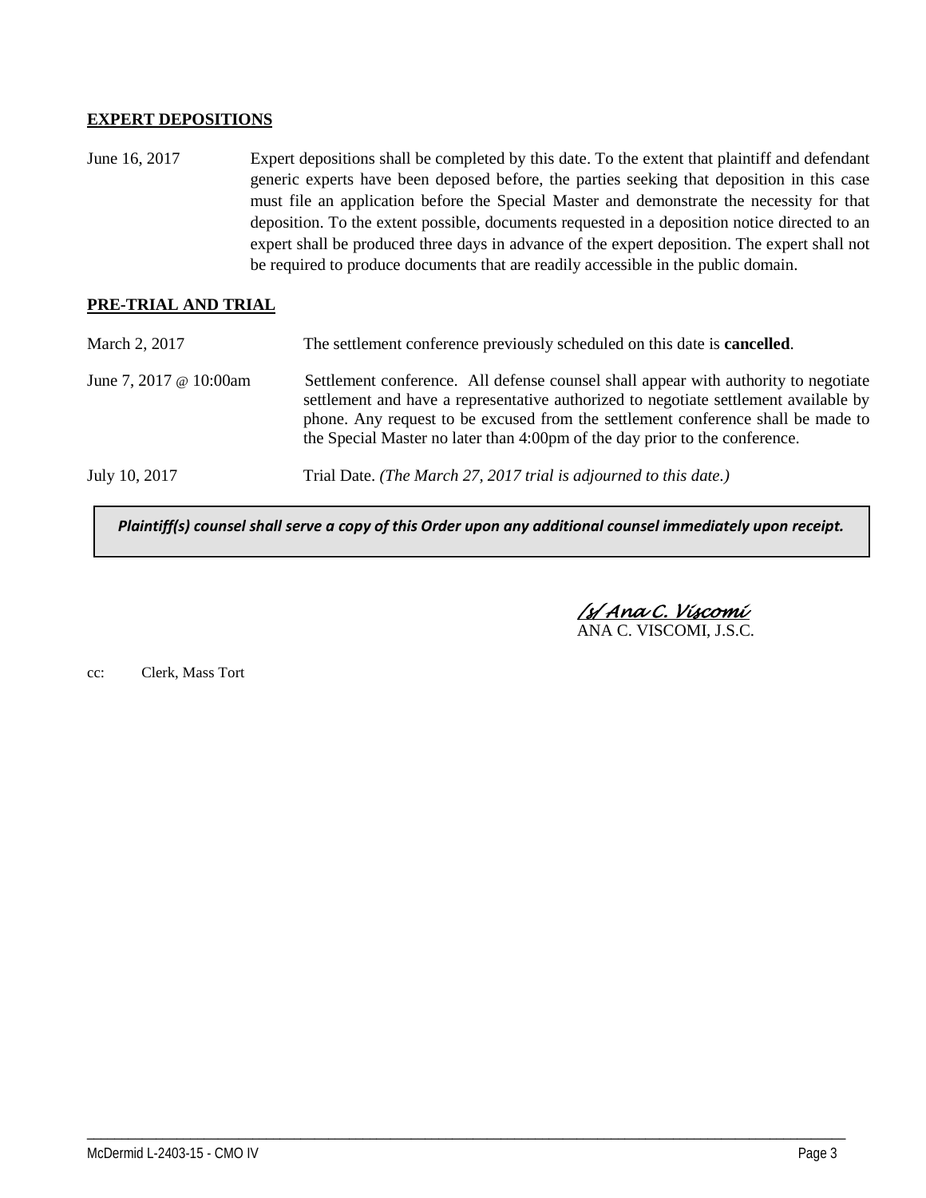**EXPERT DEPOSITIONS**

| | |
|---|---|
| June 16, 2017 | Expert depositions shall be completed by this date. To the extent that plaintiff and defendant generic experts have been deposed before, the parties seeking that deposition in this case must file an application before the Special Master and demonstrate the necessity for that deposition. To the extent possible, documents requested in a deposition notice directed to an expert shall be produced three days in advance of the expert deposition. The expert shall not be required to produce documents that are readily accessible in the public domain. |

**PRE-TRIAL AND TRIAL**

| | |
|---|---|
| March 2, 2017 | The settlement conference previously scheduled on this date is **cancelled**. |
| June 7, 2017 @ 10:00am | Settlement conference. All defense counsel shall appear with authority to negotiate settlement and have a representative authorized to negotiate settlement available by phone. Any request to be excused from the settlement conference shall be made to the Special Master no later than 4:00pm of the day prior to the conference. |
| July 10, 2017 | Trial Date. *(The March 27, 2017 trial is adjourned to this date.)* |

***Plaintiff(s) counsel shall serve a copy of this Order upon any additional counsel immediately upon receipt.***

*/s/ Ana C. Viscomi*
ANA C. VISCOMI, J.S.C.

cc: Clerk, Mass Tort